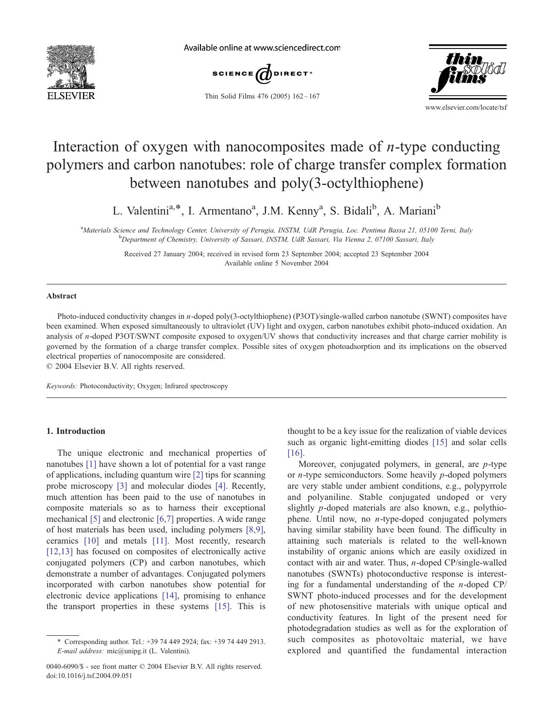# Interaction of oxygen with nanocomposites made of *n*-type conducting polymers and carbon nanotubes: role of charge transfer complex formation between nanotubes and poly(3-octylthiophene)

L. Valentini[a,*], I. Armentano[a], J.M. Kenny[a], S. Bidali[b], A. Mariani[b]

[a]Materials Science and Technology Center, University of Perugia, INSTM, UdR Perugia, Loc. Pentima Bassa 21, 05100 Terni, Italy
[b]Department of Chemistry, University of Sassari, INSTM, UdR Sassari, Via Vienna 2, 07100 Sassari, Italy

Received 27 January 2004; received in revised form 23 September 2004; accepted 23 September 2004
Available online 5 November 2004

## Abstract

Photo-induced conductivity changes in *n*-doped poly(3-octylthiophene) (P3OT)/single-walled carbon nanotube (SWNT) composites have been examined. When exposed simultaneously to ultraviolet (UV) light and oxygen, carbon nanotubes exhibit photo-induced oxidation. An analysis of *n*-doped P3OT/SWNT composite exposed to oxygen/UV shows that conductivity increases and that charge carrier mobility is governed by the formation of a charge transfer complex. Possible sites of oxygen photoadsorption and its implications on the observed electrical properties of nanocomposite are considered.
© 2004 Elsevier B.V. All rights reserved.

*Keywords:* Photoconductivity; Oxygen; Infrared spectroscopy

## 1. Introduction

The unique electronic and mechanical properties of nanotubes [1] have shown a lot of potential for a vast range of applications, including quantum wire [2] tips for scanning probe microscopy [3] and molecular diodes [4]. Recently, much attention has been paid to the use of nanotubes in composite materials so as to harness their exceptional mechanical [5] and electronic [6,7] properties. A wide range of host materials has been used, including polymers [8,9], ceramics [10] and metals [11]. Most recently, research [12,13] has focused on composites of electronically active conjugated polymers (CP) and carbon nanotubes, which demonstrate a number of advantages. Conjugated polymers incorporated with carbon nanotubes show potential for electronic device applications [14], promising to enhance the transport properties in these systems [15]. This is thought to be a key issue for the realization of viable devices such as organic light-emitting diodes [15] and solar cells [16].

Moreover, conjugated polymers, in general, are *p*-type or *n*-type semiconductors. Some heavily *p*-doped polymers are very stable under ambient conditions, e.g., polypyrrole and polyaniline. Stable conjugated undoped or very slightly *p*-doped materials are also known, e.g., polythiophene. Until now, no *n*-type-doped conjugated polymers having similar stability have been found. The difficulty in attaining such materials is related to the well-known instability of organic anions which are easily oxidized in contact with air and water. Thus, *n*-doped CP/single-walled nanotubes (SWNTs) photoconductive response is interesting for a fundamental understanding of the *n*-doped CP/SWNT photo-induced processes and for the development of new photosensitive materials with unique optical and conductivity features. In light of the present need for photodegradation studies as well as for the exploration of such composites as photovoltaic material, we have explored and quantified the fundamental interaction

\* Corresponding author. Tel.: +39 74 449 2924; fax: +39 74 449 2913.
*E-mail address:* mic@unipg.it (L. Valentini).

0040-6090/$ - see front matter © 2004 Elsevier B.V. All rights reserved.
doi:10.1016/j.tsf.2004.09.051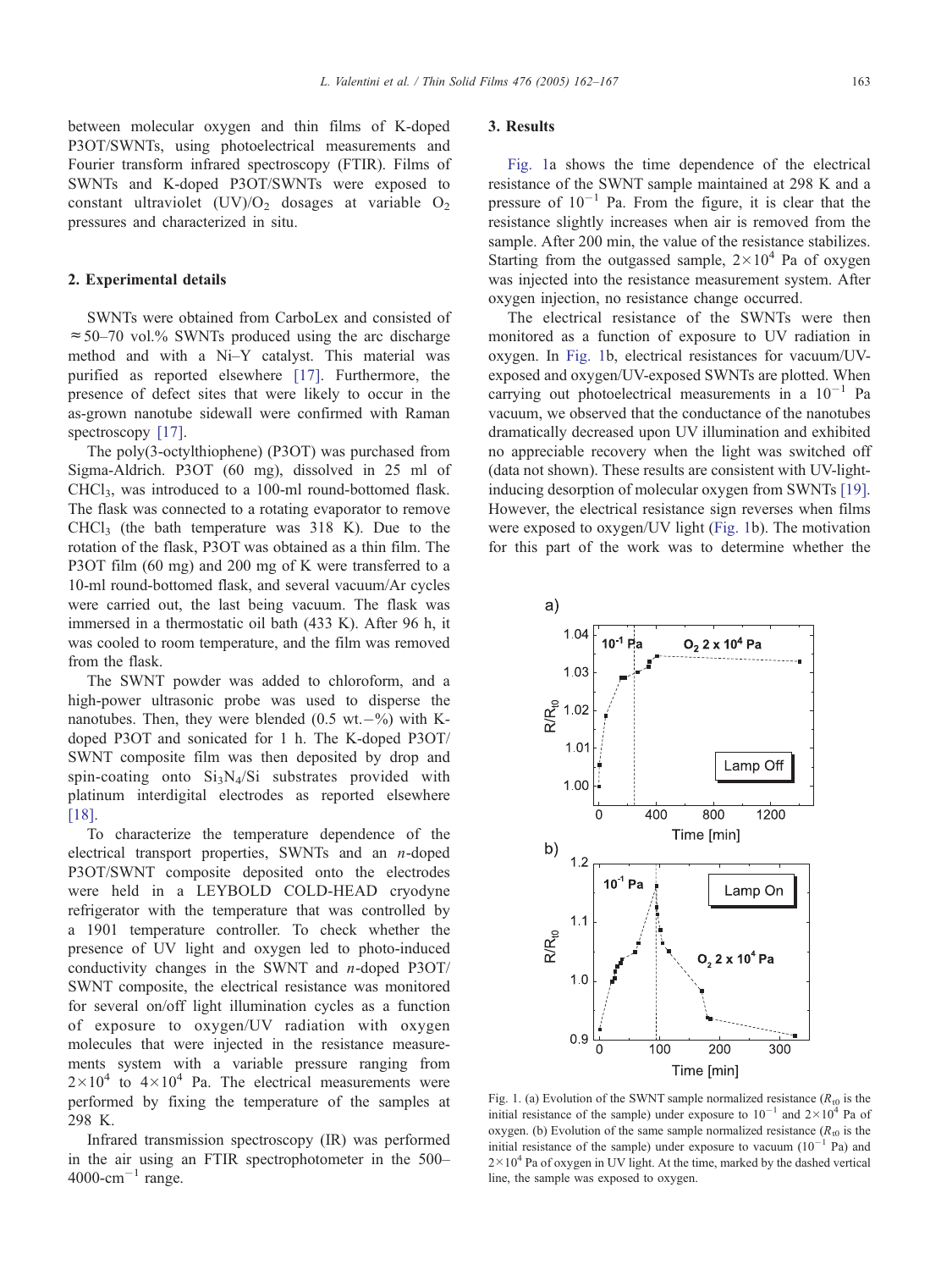between molecular oxygen and thin films of K-doped P3OT/SWNTs, using photoelectrical measurements and Fourier transform infrared spectroscopy (FTIR). Films of SWNTs and K-doped P3OT/SWNTs were exposed to constant ultraviolet (UV)/$O_2$ dosages at variable $O_2$ pressures and characterized in situ.

## 2. Experimental details

SWNTs were obtained from CarboLex and consisted of ≈50–70 vol.% SWNTs produced using the arc discharge method and with a Ni–Y catalyst. This material was purified as reported elsewhere [17]. Furthermore, the presence of defect sites that were likely to occur in the as-grown nanotube sidewall were confirmed with Raman spectroscopy [17].

The poly(3-octylthiophene) (P3OT) was purchased from Sigma-Aldrich. P3OT (60 mg), dissolved in 25 ml of $CHCl_3$, was introduced to a 100-ml round-bottomed flask. The flask was connected to a rotating evaporator to remove $CHCl_3$ (the bath temperature was 318 K). Due to the rotation of the flask, P3OT was obtained as a thin film. The P3OT film (60 mg) and 200 mg of K were transferred to a 10-ml round-bottomed flask, and several vacuum/Ar cycles were carried out, the last being vacuum. The flask was immersed in a thermostatic oil bath (433 K). After 96 h, it was cooled to room temperature, and the film was removed from the flask.

The SWNT powder was added to chloroform, and a high-power ultrasonic probe was used to disperse the nanotubes. Then, they were blended (0.5 wt.−%) with K-doped P3OT and sonicated for 1 h. The K-doped P3OT/SWNT composite film was then deposited by drop and spin-coating onto $Si_3N_4$/Si substrates provided with platinum interdigital electrodes as reported elsewhere [18].

To characterize the temperature dependence of the electrical transport properties, SWNTs and an *n*-doped P3OT/SWNT composite deposited onto the electrodes were held in a LEYBOLD COLD-HEAD cryodyne refrigerator with the temperature that was controlled by a 1901 temperature controller. To check whether the presence of UV light and oxygen led to photo-induced conductivity changes in the SWNT and *n*-doped P3OT/SWNT composite, the electrical resistance was monitored for several on/off light illumination cycles as a function of exposure to oxygen/UV radiation with oxygen molecules that were injected in the resistance measurements system with a variable pressure ranging from $2\times10^4$ to $4\times10^4$ Pa. The electrical measurements were performed by fixing the temperature of the samples at 298 K.

Infrared transmission spectroscopy (IR) was performed in the air using an FTIR spectrophotometer in the 500–4000-$cm^{-1}$ range.

## 3. Results

Fig. 1a shows the time dependence of the electrical resistance of the SWNT sample maintained at 298 K and a pressure of $10^{-1}$ Pa. From the figure, it is clear that the resistance slightly increases when air is removed from the sample. After 200 min, the value of the resistance stabilizes. Starting from the outgassed sample, $2\times10^4$ Pa of oxygen was injected into the resistance measurement system. After oxygen injection, no resistance change occurred.

The electrical resistance of the SWNTs were then monitored as a function of exposure to UV radiation in oxygen. In Fig. 1b, electrical resistances for vacuum/UV-exposed and oxygen/UV-exposed SWNTs are plotted. When carrying out photoelectrical measurements in a $10^{-1}$ Pa vacuum, we observed that the conductance of the nanotubes dramatically decreased upon UV illumination and exhibited no appreciable recovery when the light was switched off (data not shown). These results are consistent with UV-light-inducing desorption of molecular oxygen from SWNTs [19]. However, the electrical resistance sign reverses when films were exposed to oxygen/UV light (Fig. 1b). The motivation for this part of the work was to determine whether the

Fig. 1. (a) Evolution of the SWNT sample normalized resistance ($R_{t0}$ is the initial resistance of the sample) under exposure to $10^{-1}$ and $2\times10^4$ Pa of oxygen. (b) Evolution of the same sample normalized resistance ($R_{t0}$ is the initial resistance of the sample) under exposure to vacuum ($10^{-1}$ Pa) and $2\times10^4$ Pa of oxygen in UV light. At the time, marked by the dashed vertical line, the sample was exposed to oxygen.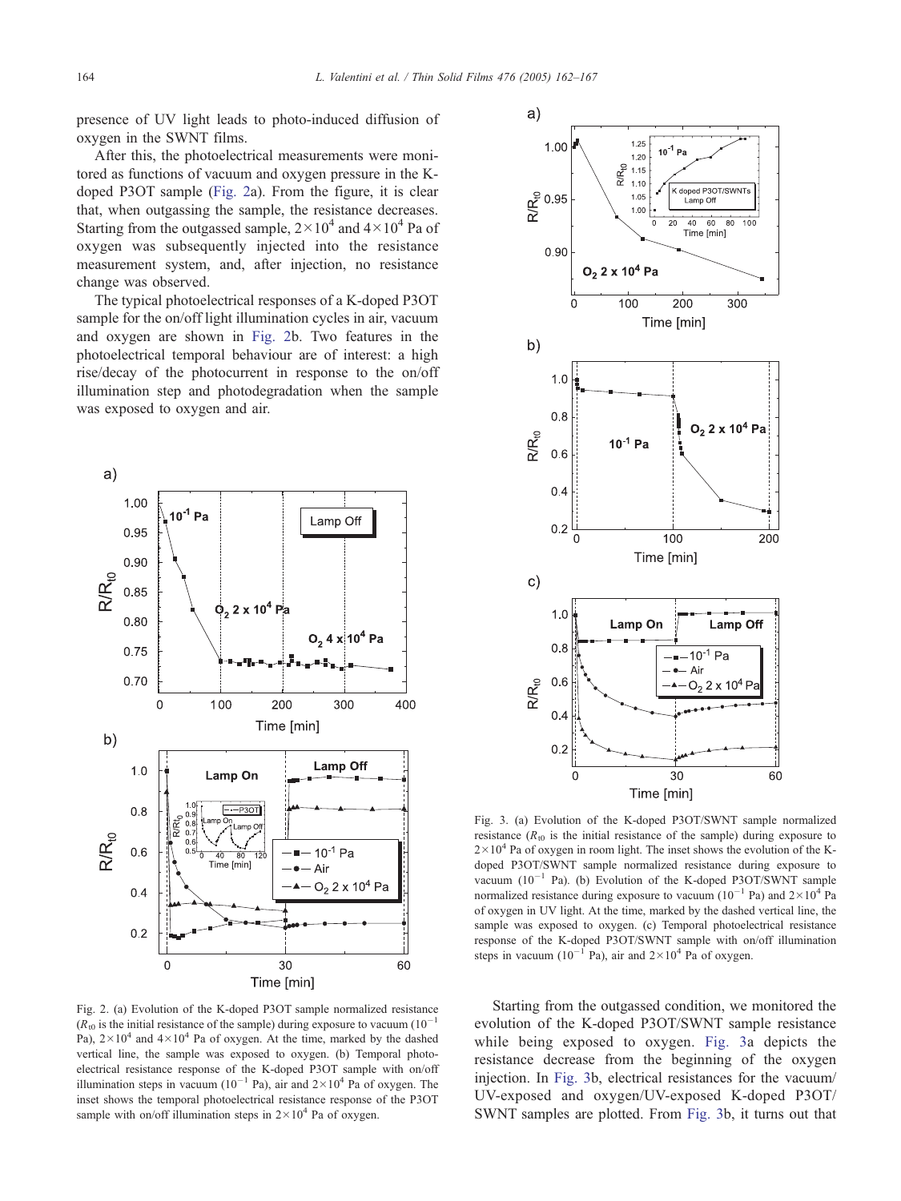presence of UV light leads to photo-induced diffusion of oxygen in the SWNT films.

After this, the photoelectrical measurements were monitored as functions of vacuum and oxygen pressure in the K-doped P3OT sample (Fig. 2a). From the figure, it is clear that, when outgassing the sample, the resistance decreases. Starting from the outgassed sample, $2\times10^4$ and $4\times10^4$ Pa of oxygen was subsequently injected into the resistance measurement system, and, after injection, no resistance change was observed.

The typical photoelectrical responses of a K-doped P3OT sample for the on/off light illumination cycles in air, vacuum and oxygen are shown in Fig. 2b. Two features in the photoelectrical temporal behaviour are of interest: a high rise/decay of the photocurrent in response to the on/off illumination step and photodegradation when the sample was exposed to oxygen and air.

Fig. 2. (a) Evolution of the K-doped P3OT sample normalized resistance ($R_{t0}$ is the initial resistance of the sample) during exposure to vacuum ($10^{-1}$ Pa), $2\times10^4$ and $4\times10^4$ Pa of oxygen. At the time, marked by the dashed vertical line, the sample was exposed to oxygen. (b) Temporal photoelectrical resistance response of the K-doped P3OT sample with on/off illumination steps in vacuum ($10^{-1}$ Pa), air and $2\times10^4$ Pa of oxygen. The inset shows the temporal photoelectrical resistance response of the P3OT sample with on/off illumination steps in $2\times10^4$ Pa of oxygen.

Fig. 3. (a) Evolution of the K-doped P3OT/SWNT sample normalized resistance ($R_{t0}$ is the initial resistance of the sample) during exposure to $2\times10^4$ Pa of oxygen in room light. The inset shows the evolution of the K-doped P3OT/SWNT sample normalized resistance during exposure to vacuum ($10^{-1}$ Pa). (b) Evolution of the K-doped P3OT/SWNT sample normalized resistance during exposure to vacuum ($10^{-1}$ Pa) and $2\times10^4$ Pa of oxygen in UV light. At the time, marked by the dashed vertical line, the sample was exposed to oxygen. (c) Temporal photoelectrical resistance response of the K-doped P3OT/SWNT sample with on/off illumination steps in vacuum ($10^{-1}$ Pa), air and $2\times10^4$ Pa of oxygen.

Starting from the outgassed condition, we monitored the evolution of the K-doped P3OT/SWNT sample resistance while being exposed to oxygen. Fig. 3a depicts the resistance decrease from the beginning of the oxygen injection. In Fig. 3b, electrical resistances for the vacuum/UV-exposed and oxygen/UV-exposed K-doped P3OT/SWNT samples are plotted. From Fig. 3b, it turns out that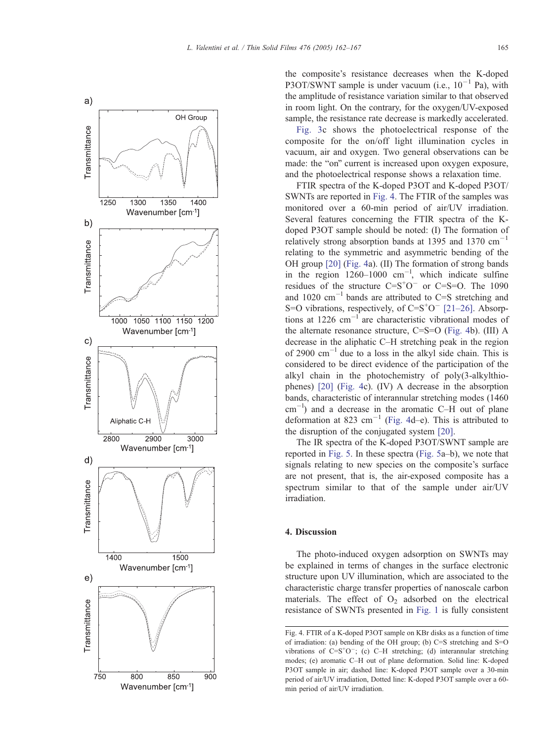the composite's resistance decreases when the K-doped P3OT/SWNT sample is under vacuum (i.e., $10^{-1}$ Pa), with the amplitude of resistance variation similar to that observed in room light. On the contrary, for the oxygen/UV-exposed sample, the resistance rate decrease is markedly accelerated.

Fig. 3c shows the photoelectrical response of the composite for the on/off light illumination cycles in vacuum, air and oxygen. Two general observations can be made: the "on" current is increased upon oxygen exposure, and the photoelectrical response shows a relaxation time.

FTIR spectra of the K-doped P3OT and K-doped P3OT/SWNTs are reported in Fig. 4. The FTIR of the samples was monitored over a 60-min period of air/UV irradiation. Several features concerning the FTIR spectra of the K-doped P3OT sample should be noted: (I) The formation of relatively strong absorption bands at 1395 and 1370 $cm^{-1}$ relating to the symmetric and asymmetric bending of the OH group [20] (Fig. 4a). (II) The formation of strong bands in the region 1260–1000 $cm^{-1}$, which indicate sulfine residues of the structure $C{=}S^{+}O^{-}$ or C=S=O. The 1090 and 1020 $cm^{-1}$ bands are attributed to C=S stretching and S=O vibrations, respectively, of $C{=}S^{+}O^{-}$ [21–26]. Absorptions at 1226 $cm^{-1}$ are characteristic vibrational modes of the alternate resonance structure, C=S=O (Fig. 4b). (III) A decrease in the aliphatic C–H stretching peak in the region of 2900 $cm^{-1}$ due to a loss in the alkyl side chain. This is considered to be direct evidence of the participation of the alkyl chain in the photochemistry of poly(3-alkylthiophenes) [20] (Fig. 4c). (IV) A decrease in the absorption bands, characteristic of interannular stretching modes (1460 $cm^{-1}$) and a decrease in the aromatic C–H out of plane deformation at 823 $cm^{-1}$ (Fig. 4d–e). This is attributed to the disruption of the conjugated system [20].

The IR spectra of the K-doped P3OT/SWNT sample are reported in Fig. 5. In these spectra (Fig. 5a–b), we note that signals relating to new species on the composite's surface are not present, that is, the air-exposed composite has a spectrum similar to that of the sample under air/UV irradiation.

## 4. Discussion

The photo-induced oxygen adsorption on SWNTs may be explained in terms of changes in the surface electronic structure upon UV illumination, which are associated to the characteristic charge transfer properties of nanoscale carbon materials. The effect of $O_2$ adsorbed on the electrical resistance of SWNTs presented in Fig. 1 is fully consistent

Fig. 4. FTIR of a K-doped P3OT sample on KBr disks as a function of time of irradiation: (a) bending of the OH group; (b) C=S stretching and S=O vibrations of $C{=}S^{+}O^{-}$; (c) C–H stretching; (d) interannular stretching modes; (e) aromatic C–H out of plane deformation. Solid line: K-doped P3OT sample in air; dashed line: K-doped P3OT sample over a 30-min period of air/UV irradiation, Dotted line: K-doped P3OT sample over a 60-min period of air/UV irradiation.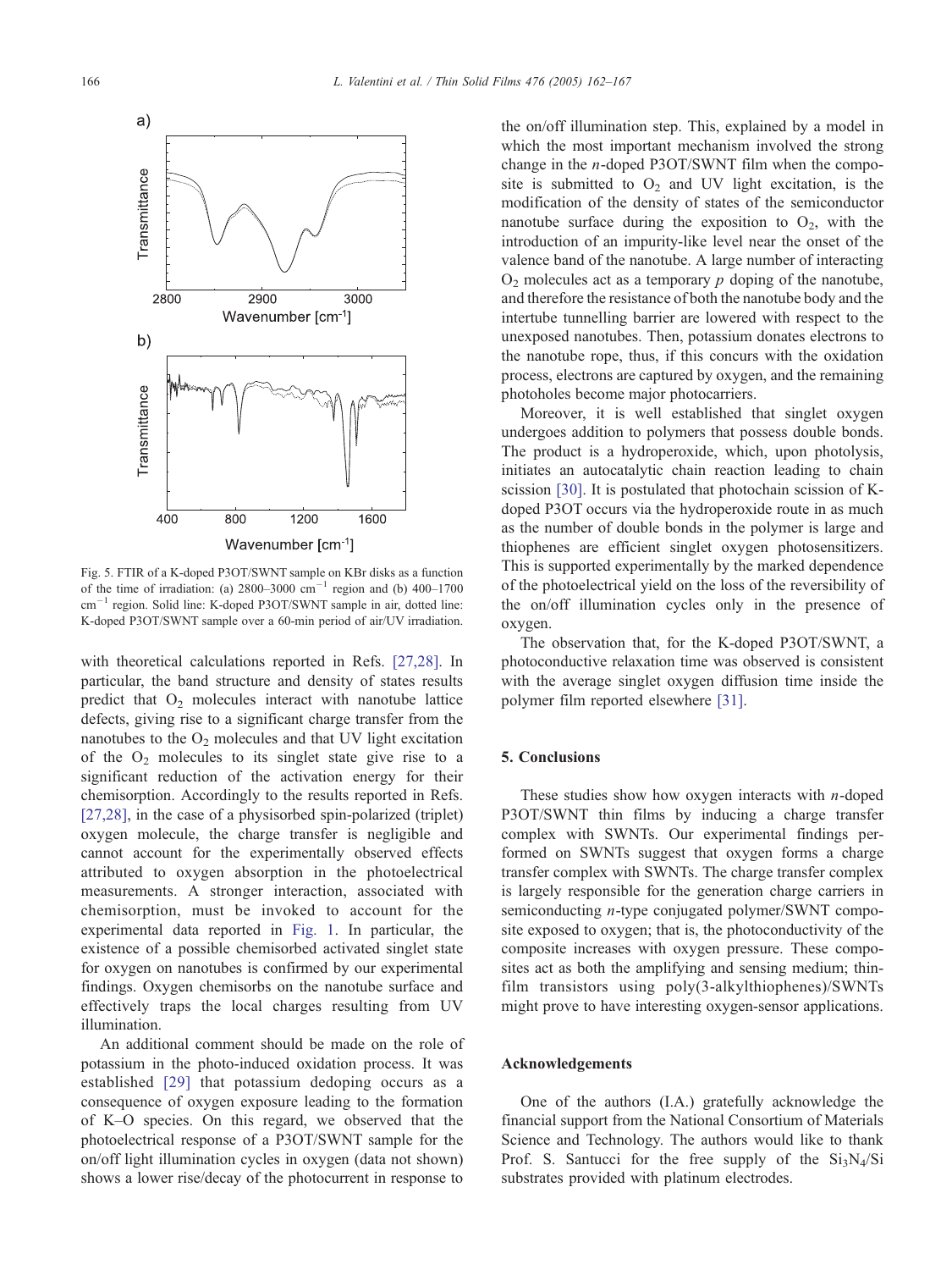Fig. 5. FTIR of a K-doped P3OT/SWNT sample on KBr disks as a function of the time of irradiation: (a) 2800–3000 $cm^{-1}$ region and (b) 400–1700 $cm^{-1}$ region. Solid line: K-doped P3OT/SWNT sample in air, dotted line: K-doped P3OT/SWNT sample over a 60-min period of air/UV irradiation.

with theoretical calculations reported in Refs. [27,28]. In particular, the band structure and density of states results predict that $O_2$ molecules interact with nanotube lattice defects, giving rise to a significant charge transfer from the nanotubes to the $O_2$ molecules and that UV light excitation of the $O_2$ molecules to its singlet state give rise to a significant reduction of the activation energy for their chemisorption. Accordingly to the results reported in Refs. [27,28], in the case of a physisorbed spin-polarized (triplet) oxygen molecule, the charge transfer is negligible and cannot account for the experimentally observed effects attributed to oxygen absorption in the photoelectrical measurements. A stronger interaction, associated with chemisorption, must be invoked to account for the experimental data reported in Fig. 1. In particular, the existence of a possible chemisorbed activated singlet state for oxygen on nanotubes is confirmed by our experimental findings. Oxygen chemisorbs on the nanotube surface and effectively traps the local charges resulting from UV illumination.

An additional comment should be made on the role of potassium in the photo-induced oxidation process. It was established [29] that potassium dedoping occurs as a consequence of oxygen exposure leading to the formation of K–O species. On this regard, we observed that the photoelectrical response of a P3OT/SWNT sample for the on/off light illumination cycles in oxygen (data not shown) shows a lower rise/decay of the photocurrent in response to the on/off illumination step. This, explained by a model in which the most important mechanism involved the strong change in the *n*-doped P3OT/SWNT film when the composite is submitted to $O_2$ and UV light excitation, is the modification of the density of states of the semiconductor nanotube surface during the exposition to $O_2$, with the introduction of an impurity-like level near the onset of the valence band of the nanotube. A large number of interacting $O_2$ molecules act as a temporary *p* doping of the nanotube, and therefore the resistance of both the nanotube body and the intertube tunnelling barrier are lowered with respect to the unexposed nanotubes. Then, potassium donates electrons to the nanotube rope, thus, if this concurs with the oxidation process, electrons are captured by oxygen, and the remaining photoholes become major photocarriers.

Moreover, it is well established that singlet oxygen undergoes addition to polymers that possess double bonds. The product is a hydroperoxide, which, upon photolysis, initiates an autocatalytic chain reaction leading to chain scission [30]. It is postulated that photochain scission of K-doped P3OT occurs via the hydroperoxide route in as much as the number of double bonds in the polymer is large and thiophenes are efficient singlet oxygen photosensitizers. This is supported experimentally by the marked dependence of the photoelectrical yield on the loss of the reversibility of the on/off illumination cycles only in the presence of oxygen.

The observation that, for the K-doped P3OT/SWNT, a photoconductive relaxation time was observed is consistent with the average singlet oxygen diffusion time inside the polymer film reported elsewhere [31].

## 5. Conclusions

These studies show how oxygen interacts with *n*-doped P3OT/SWNT thin films by inducing a charge transfer complex with SWNTs. Our experimental findings performed on SWNTs suggest that oxygen forms a charge transfer complex with SWNTs. The charge transfer complex is largely responsible for the generation charge carriers in semiconducting *n*-type conjugated polymer/SWNT composite exposed to oxygen; that is, the photoconductivity of the composite increases with oxygen pressure. These composites act as both the amplifying and sensing medium; thin-film transistors using poly(3-alkylthiophenes)/SWNTs might prove to have interesting oxygen-sensor applications.

## Acknowledgements

One of the authors (I.A.) gratefully acknowledge the financial support from the National Consortium of Materials Science and Technology. The authors would like to thank Prof. S. Santucci for the free supply of the $Si_3N_4/Si$ substrates provided with platinum electrodes.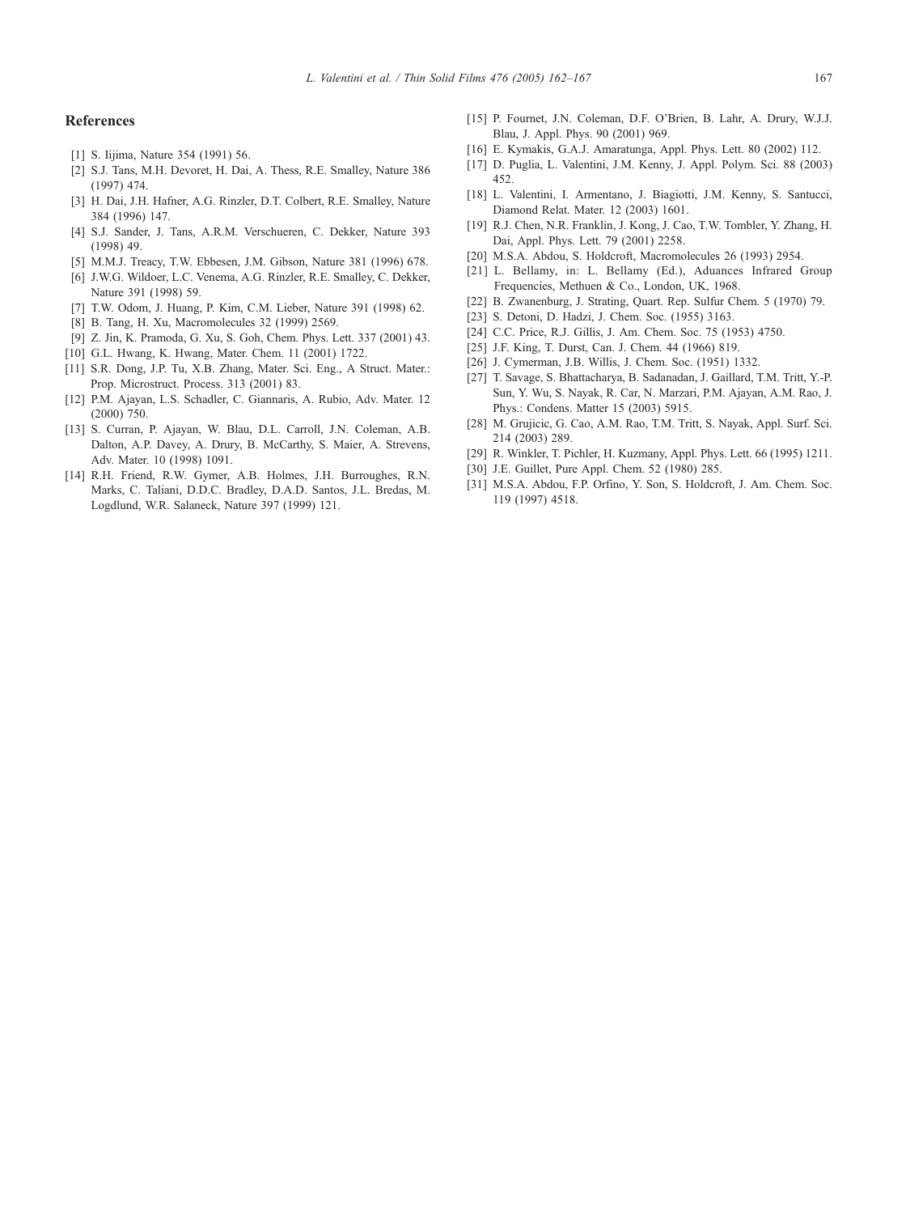## References

[1] S. Iijima, Nature 354 (1991) 56.

[2] S.J. Tans, M.H. Devoret, H. Dai, A. Thess, R.E. Smalley, Nature 386 (1997) 474.

[3] H. Dai, J.H. Hafner, A.G. Rinzler, D.T. Colbert, R.E. Smalley, Nature 384 (1996) 147.

[4] S.J. Sander, J. Tans, A.R.M. Verschueren, C. Dekker, Nature 393 (1998) 49.

[5] M.M.J. Treacy, T.W. Ebbesen, J.M. Gibson, Nature 381 (1996) 678.

[6] J.W.G. Wildoer, L.C. Venema, A.G. Rinzler, R.E. Smalley, C. Dekker, Nature 391 (1998) 59.

[7] T.W. Odom, J. Huang, P. Kim, C.M. Lieber, Nature 391 (1998) 62.

[8] B. Tang, H. Xu, Macromolecules 32 (1999) 2569.

[9] Z. Jin, K. Pramoda, G. Xu, S. Goh, Chem. Phys. Lett. 337 (2001) 43.

[10] G.L. Hwang, K. Hwang, Mater. Chem. 11 (2001) 1722.

[11] S.R. Dong, J.P. Tu, X.B. Zhang, Mater. Sci. Eng., A Struct. Mater.: Prop. Microstruct. Process. 313 (2001) 83.

[12] P.M. Ajayan, L.S. Schadler, C. Giannaris, A. Rubio, Adv. Mater. 12 (2000) 750.

[13] S. Curran, P. Ajayan, W. Blau, D.L. Carroll, J.N. Coleman, A.B. Dalton, A.P. Davey, A. Drury, B. McCarthy, S. Maier, A. Strevens, Adv. Mater. 10 (1998) 1091.

[14] R.H. Friend, R.W. Gymer, A.B. Holmes, J.H. Burroughes, R.N. Marks, C. Taliani, D.D.C. Bradley, D.A.D. Santos, J.L. Bredas, M. Logdlund, W.R. Salaneck, Nature 397 (1999) 121.

[15] P. Fournet, J.N. Coleman, D.F. O'Brien, B. Lahr, A. Drury, W.J.J. Blau, J. Appl. Phys. 90 (2001) 969.

[16] E. Kymakis, G.A.J. Amaratunga, Appl. Phys. Lett. 80 (2002) 112.

[17] D. Puglia, L. Valentini, J.M. Kenny, J. Appl. Polym. Sci. 88 (2003) 452.

[18] L. Valentini, I. Armentano, J. Biagiotti, J.M. Kenny, S. Santucci, Diamond Relat. Mater. 12 (2003) 1601.

[19] R.J. Chen, N.R. Franklin, J. Kong, J. Cao, T.W. Tombler, Y. Zhang, H. Dai, Appl. Phys. Lett. 79 (2001) 2258.

[20] M.S.A. Abdou, S. Holdcroft, Macromolecules 26 (1993) 2954.

[21] L. Bellamy, in: L. Bellamy (Ed.), Aduances Infrared Group Frequencies, Methuen & Co., London, UK, 1968.

[22] B. Zwanenburg, J. Strating, Quart. Rep. Sulfur Chem. 5 (1970) 79.

[23] S. Detoni, D. Hadzi, J. Chem. Soc. (1955) 3163.

[24] C.C. Price, R.J. Gillis, J. Am. Chem. Soc. 75 (1953) 4750.

[25] J.F. King, T. Durst, Can. J. Chem. 44 (1966) 819.

[26] J. Cymerman, J.B. Willis, J. Chem. Soc. (1951) 1332.

[27] T. Savage, S. Bhattacharya, B. Sadanadan, J. Gaillard, T.M. Tritt, Y.-P. Sun, Y. Wu, S. Nayak, R. Car, N. Marzari, P.M. Ajayan, A.M. Rao, J. Phys.: Condens. Matter 15 (2003) 5915.

[28] M. Grujicic, G. Cao, A.M. Rao, T.M. Tritt, S. Nayak, Appl. Surf. Sci. 214 (2003) 289.

[29] R. Winkler, T. Pichler, H. Kuzmany, Appl. Phys. Lett. 66 (1995) 1211.

[30] J.E. Guillet, Pure Appl. Chem. 52 (1980) 285.

[31] M.S.A. Abdou, F.P. Orfino, Y. Son, S. Holdcroft, J. Am. Chem. Soc. 119 (1997) 4518.